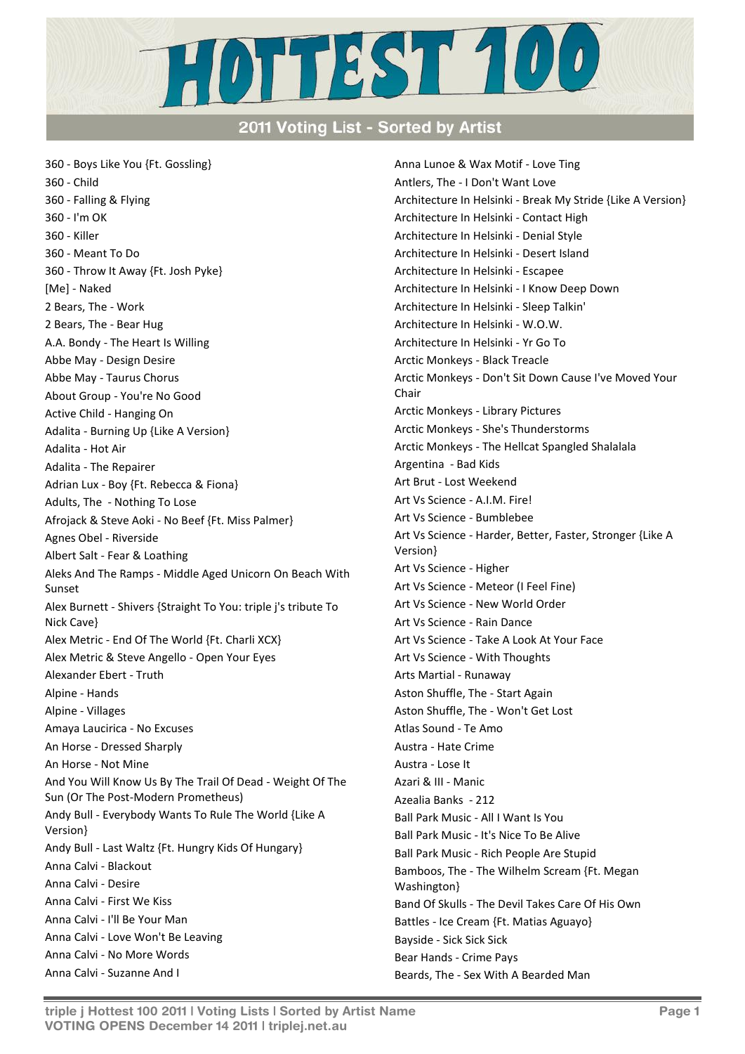# HOTTEST 100

## 2011 Voting List - Sorted by Artist

360 - Boys Like You {Ft. Gossling}
360 - Child
360 - Falling & Flying
360 - I'm OK
360 - Killer
360 - Meant To Do
360 - Throw It Away {Ft. Josh Pyke}
[Me] - Naked
2 Bears, The - Work
2 Bears, The - Bear Hug
A.A. Bondy - The Heart Is Willing
Abbe May - Design Desire
Abbe May - Taurus Chorus
About Group - You're No Good
Active Child - Hanging On
Adalita - Burning Up {Like A Version}
Adalita - Hot Air
Adalita - The Repairer
Adrian Lux - Boy {Ft. Rebecca & Fiona}
Adults, The - Nothing To Lose
Afrojack & Steve Aoki - No Beef {Ft. Miss Palmer}
Agnes Obel - Riverside
Albert Salt - Fear & Loathing
Aleks And The Ramps - Middle Aged Unicorn On Beach With Sunset
Alex Burnett - Shivers {Straight To You: triple j's tribute To Nick Cave}
Alex Metric - End Of The World {Ft. Charli XCX}
Alex Metric & Steve Angello - Open Your Eyes
Alexander Ebert - Truth
Alpine - Hands
Alpine - Villages
Amaya Laucirica - No Excuses
An Horse - Dressed Sharply
An Horse - Not Mine
And You Will Know Us By The Trail Of Dead - Weight Of The Sun (Or The Post-Modern Prometheus)
Andy Bull - Everybody Wants To Rule The World {Like A Version}
Andy Bull - Last Waltz {Ft. Hungry Kids Of Hungary}
Anna Calvi - Blackout
Anna Calvi - Desire
Anna Calvi - First We Kiss
Anna Calvi - I'll Be Your Man
Anna Calvi - Love Won't Be Leaving
Anna Calvi - No More Words
Anna Calvi - Suzanne And I
Anna Lunoe & Wax Motif - Love Ting
Antlers, The - I Don't Want Love
Architecture In Helsinki - Break My Stride {Like A Version}
Architecture In Helsinki - Contact High
Architecture In Helsinki - Denial Style
Architecture In Helsinki - Desert Island
Architecture In Helsinki - Escapee
Architecture In Helsinki - I Know Deep Down
Architecture In Helsinki - Sleep Talkin'
Architecture In Helsinki - W.O.W.
Architecture In Helsinki - Yr Go To
Arctic Monkeys - Black Treacle
Arctic Monkeys - Don't Sit Down Cause I've Moved Your Chair
Arctic Monkeys - Library Pictures
Arctic Monkeys - She's Thunderstorms
Arctic Monkeys - The Hellcat Spangled Shalalala
Argentina - Bad Kids
Art Brut - Lost Weekend
Art Vs Science - A.I.M. Fire!
Art Vs Science - Bumblebee
Art Vs Science - Harder, Better, Faster, Stronger {Like A Version}
Art Vs Science - Higher
Art Vs Science - Meteor (I Feel Fine)
Art Vs Science - New World Order
Art Vs Science - Rain Dance
Art Vs Science - Take A Look At Your Face
Art Vs Science - With Thoughts
Arts Martial - Runaway
Aston Shuffle, The - Start Again
Aston Shuffle, The - Won't Get Lost
Atlas Sound - Te Amo
Austra - Hate Crime
Austra - Lose It
Azari & III - Manic
Azealia Banks - 212
Ball Park Music - All I Want Is You
Ball Park Music - It's Nice To Be Alive
Ball Park Music - Rich People Are Stupid
Bamboos, The - The Wilhelm Scream {Ft. Megan Washington}
Band Of Skulls - The Devil Takes Care Of His Own
Battles - Ice Cream {Ft. Matias Aguayo}
Bayside - Sick Sick Sick
Bear Hands - Crime Pays
Beards, The - Sex With A Bearded Man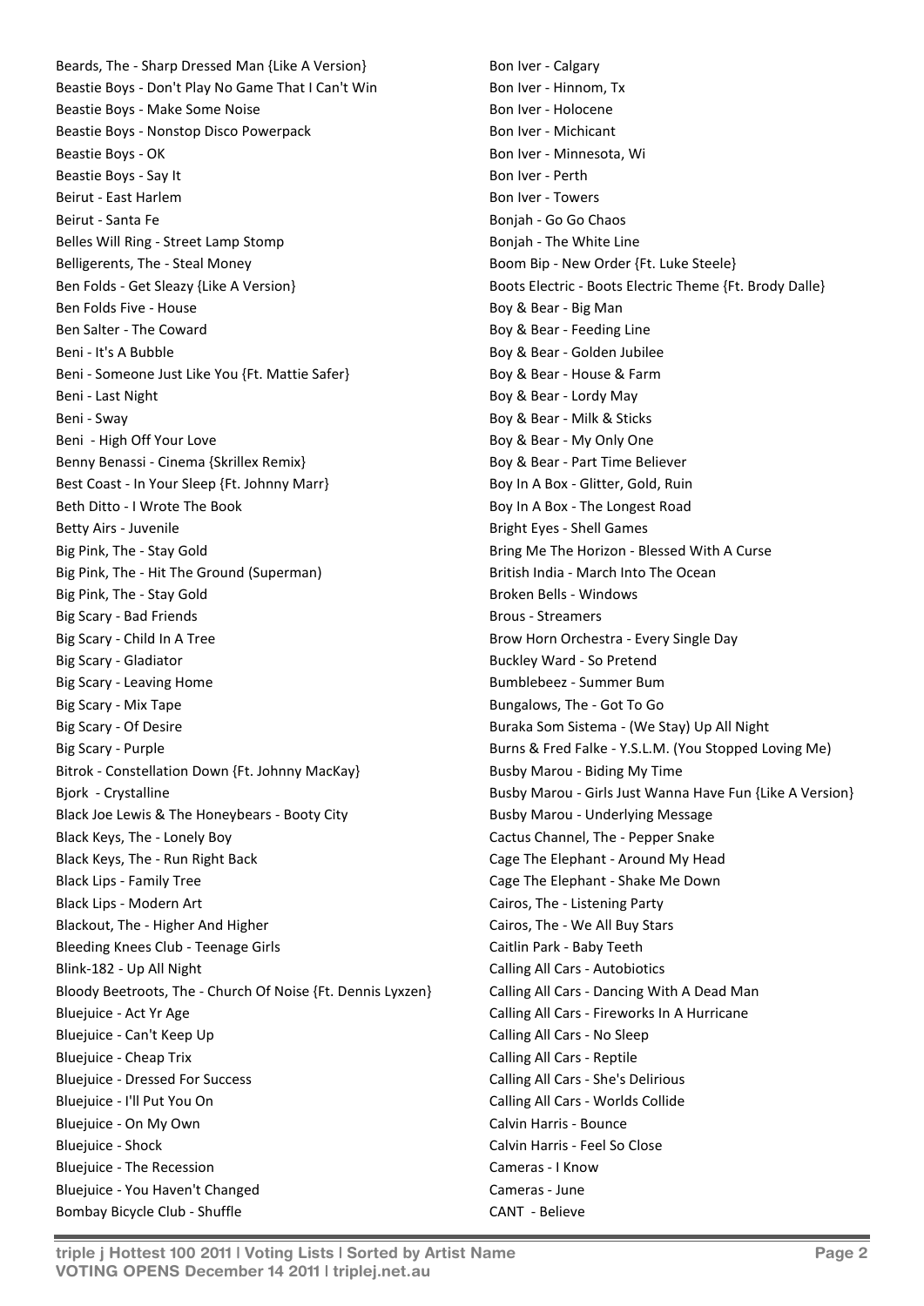Beards, The - Sharp Dressed Man {Like A Version}
Beastie Boys - Don't Play No Game That I Can't Win
Beastie Boys - Make Some Noise
Beastie Boys - Nonstop Disco Powerpack
Beastie Boys - OK
Beastie Boys - Say It
Beirut - East Harlem
Beirut - Santa Fe
Belles Will Ring - Street Lamp Stomp
Belligerents, The - Steal Money
Ben Folds - Get Sleazy {Like A Version}
Ben Folds Five - House
Ben Salter - The Coward
Beni - It's A Bubble
Beni - Someone Just Like You {Ft. Mattie Safer}
Beni - Last Night
Beni - Sway
Beni  - High Off Your Love
Benny Benassi - Cinema {Skrillex Remix}
Best Coast - In Your Sleep {Ft. Johnny Marr}
Beth Ditto - I Wrote The Book
Betty Airs - Juvenile
Big Pink, The - Stay Gold
Big Pink, The - Hit The Ground (Superman)
Big Pink, The - Stay Gold
Big Scary - Bad Friends
Big Scary - Child In A Tree
Big Scary - Gladiator
Big Scary - Leaving Home
Big Scary - Mix Tape
Big Scary - Of Desire
Big Scary - Purple
Bitrok - Constellation Down {Ft. Johnny MacKay}
Bjork  - Crystalline
Black Joe Lewis & The Honeybears - Booty City
Black Keys, The - Lonely Boy
Black Keys, The - Run Right Back
Black Lips - Family Tree
Black Lips - Modern Art
Blackout, The - Higher And Higher
Bleeding Knees Club - Teenage Girls
Blink-182 - Up All Night
Bloody Beetroots, The - Church Of Noise {Ft. Dennis Lyxzen}
Bluejuice - Act Yr Age
Bluejuice - Can't Keep Up
Bluejuice - Cheap Trix
Bluejuice - Dressed For Success
Bluejuice - I'll Put You On
Bluejuice - On My Own
Bluejuice - Shock
Bluejuice - The Recession
Bluejuice - You Haven't Changed
Bombay Bicycle Club - Shuffle
Bon Iver - Calgary
Bon Iver - Hinnom, Tx
Bon Iver - Holocene
Bon Iver - Michicant
Bon Iver - Minnesota, Wi
Bon Iver - Perth
Bon Iver - Towers
Bonjah - Go Go Chaos
Bonjah - The White Line
Boom Bip - New Order {Ft. Luke Steele}
Boots Electric - Boots Electric Theme {Ft. Brody Dalle}
Boy & Bear - Big Man
Boy & Bear - Feeding Line
Boy & Bear - Golden Jubilee
Boy & Bear - House & Farm
Boy & Bear - Lordy May
Boy & Bear - Milk & Sticks
Boy & Bear - My Only One
Boy & Bear - Part Time Believer
Boy In A Box - Glitter, Gold, Ruin
Boy In A Box - The Longest Road
Bright Eyes - Shell Games
Bring Me The Horizon - Blessed With A Curse
British India - March Into The Ocean
Broken Bells - Windows
Brous - Streamers
Brow Horn Orchestra - Every Single Day
Buckley Ward - So Pretend
Bumblebeez - Summer Bum
Bungalows, The - Got To Go
Buraka Som Sistema - (We Stay) Up All Night
Burns & Fred Falke - Y.S.L.M. (You Stopped Loving Me)
Busby Marou - Biding My Time
Busby Marou - Girls Just Wanna Have Fun {Like A Version}
Busby Marou - Underlying Message
Cactus Channel, The - Pepper Snake
Cage The Elephant - Around My Head
Cage The Elephant - Shake Me Down
Cairos, The - Listening Party
Cairos, The - We All Buy Stars
Caitlin Park - Baby Teeth
Calling All Cars - Autobiotics
Calling All Cars - Dancing With A Dead Man
Calling All Cars - Fireworks In A Hurricane
Calling All Cars - No Sleep
Calling All Cars - Reptile
Calling All Cars - She's Delirious
Calling All Cars - Worlds Collide
Calvin Harris - Bounce
Calvin Harris - Feel So Close
Cameras - I Know
Cameras - June
CANT  - Believe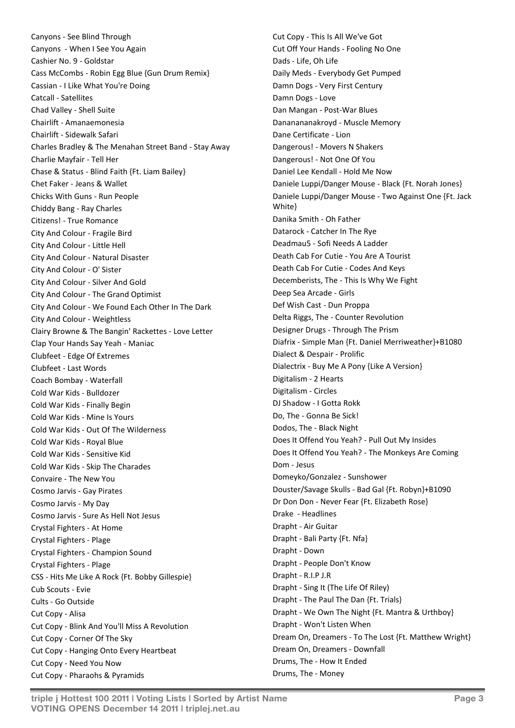Canyons - See Blind Through
Canyons - When I See You Again
Cashier No. 9 - Goldstar
Cass McCombs - Robin Egg Blue {Gun Drum Remix}
Cassian - I Like What You're Doing
Catcall - Satellites
Chad Valley - Shell Suite
Chairlift - Amanaemonesia
Chairlift - Sidewalk Safari
Charles Bradley & The Menahan Street Band - Stay Away
Charlie Mayfair - Tell Her
Chase & Status - Blind Faith {Ft. Liam Bailey}
Chet Faker - Jeans & Wallet
Chicks With Guns - Run People
Chiddy Bang - Ray Charles
Citizens! - True Romance
City And Colour - Fragile Bird
City And Colour - Little Hell
City And Colour - Natural Disaster
City And Colour - O' Sister
City And Colour - Silver And Gold
City And Colour - The Grand Optimist
City And Colour - We Found Each Other In The Dark
City And Colour - Weightless
Clairy Browne & The Bangin' Rackettes - Love Letter
Clap Your Hands Say Yeah - Maniac
Clubfeet - Edge Of Extremes
Clubfeet - Last Words
Coach Bombay - Waterfall
Cold War Kids - Bulldozer
Cold War Kids - Finally Begin
Cold War Kids - Mine Is Yours
Cold War Kids - Out Of The Wilderness
Cold War Kids - Royal Blue
Cold War Kids - Sensitive Kid
Cold War Kids - Skip The Charades
Convaire - The New You
Cosmo Jarvis - Gay Pirates
Cosmo Jarvis - My Day
Cosmo Jarvis - Sure As Hell Not Jesus
Crystal Fighters - At Home
Crystal Fighters - Plage
Crystal Fighters - Champion Sound
Crystal Fighters - Plage
CSS - Hits Me Like A Rock {Ft. Bobby Gillespie}
Cub Scouts - Evie
Cults - Go Outside
Cut Copy - Alisa
Cut Copy - Blink And You'll Miss A Revolution
Cut Copy - Corner Of The Sky
Cut Copy - Hanging Onto Every Heartbeat
Cut Copy - Need You Now
Cut Copy - Pharaohs & Pyramids
Cut Copy - This Is All We've Got
Cut Off Your Hands - Fooling No One
Dads - Life, Oh Life
Daily Meds - Everybody Get Pumped
Damn Dogs - Very First Century
Damn Dogs - Love
Dan Mangan - Post-War Blues
Danananananakroyd - Muscle Memory
Dane Certificate - Lion
Dangerous! - Movers N Shakers
Dangerous! - Not One Of You
Daniel Lee Kendall - Hold Me Now
Daniele Luppi/Danger Mouse - Black {Ft. Norah Jones}
Daniele Luppi/Danger Mouse - Two Against One {Ft. Jack White}
Danika Smith - Oh Father
Datarock - Catcher In The Rye
Deadmau5 - Sofi Needs A Ladder
Death Cab For Cutie - You Are A Tourist
Death Cab For Cutie - Codes And Keys
Decemberists, The - This Is Why We Fight
Deep Sea Arcade - Girls
Def Wish Cast - Dun Proppa
Delta Riggs, The - Counter Revolution
Designer Drugs - Through The Prism
Diafrix - Simple Man {Ft. Daniel Merriweather}+B1080
Dialect & Despair - Prolific
Dialectrix - Buy Me A Pony {Like A Version}
Digitalism - 2 Hearts
Digitalism - Circles
DJ Shadow - I Gotta Rokk
Do, The - Gonna Be Sick!
Dodos, The - Black Night
Does It Offend You Yeah? - Pull Out My Insides
Does It Offend You Yeah? - The Monkeys Are Coming
Dom - Jesus
Domeyko/Gonzalez - Sunshower
Douster/Savage Skulls - Bad Gal {Ft. Robyn}+B1090
Dr Don Don - Never Fear {Ft. Elizabeth Rose}
Drake - Headlines
Drapht - Air Guitar
Drapht - Bali Party {Ft. Nfa}
Drapht - Down
Drapht - People Don't Know
Drapht - R.I.P J.R
Drapht - Sing It (The Life Of Riley)
Drapht - The Paul The Dan {Ft. Trials}
Drapht - We Own The Night {Ft. Mantra & Urthboy}
Drapht - Won't Listen When
Dream On, Dreamers - To The Lost {Ft. Matthew Wright}
Dream On, Dreamers - Downfall
Drums, The - How It Ended
Drums, The - Money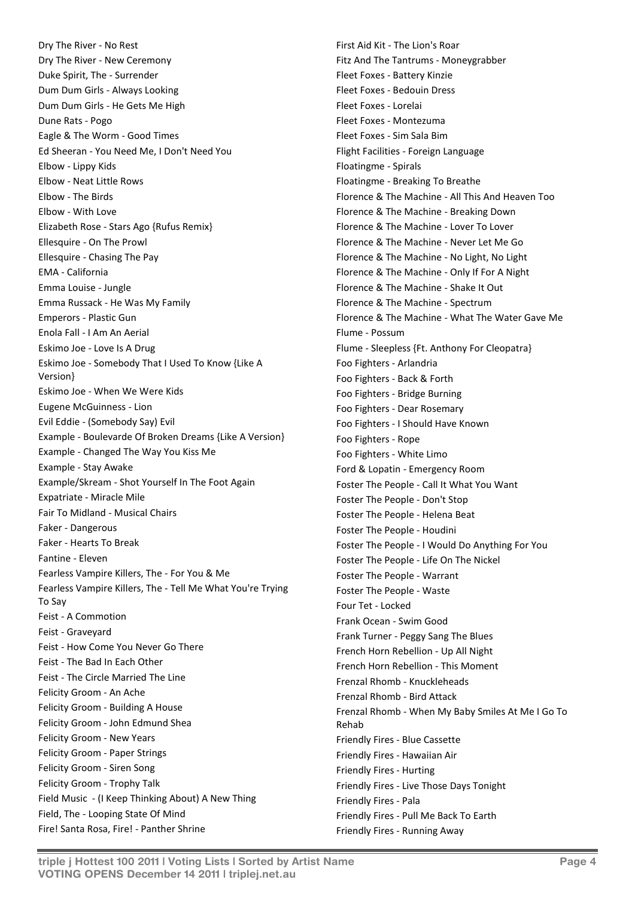Dry The River - No Rest
Dry The River - New Ceremony
Duke Spirit, The - Surrender
Dum Dum Girls - Always Looking
Dum Dum Girls - He Gets Me High
Dune Rats - Pogo
Eagle & The Worm - Good Times
Ed Sheeran - You Need Me, I Don't Need You
Elbow - Lippy Kids
Elbow - Neat Little Rows
Elbow - The Birds
Elbow - With Love
Elizabeth Rose - Stars Ago {Rufus Remix}
Ellesquire - On The Prowl
Ellesquire - Chasing The Pay
EMA - California
Emma Louise - Jungle
Emma Russack - He Was My Family
Emperors - Plastic Gun
Enola Fall - I Am An Aerial
Eskimo Joe - Love Is A Drug
Eskimo Joe - Somebody That I Used To Know {Like A Version}
Eskimo Joe - When We Were Kids
Eugene McGuinness - Lion
Evil Eddie - (Somebody Say) Evil
Example - Boulevarde Of Broken Dreams {Like A Version}
Example - Changed The Way You Kiss Me
Example - Stay Awake
Example/Skream - Shot Yourself In The Foot Again
Expatriate - Miracle Mile
Fair To Midland - Musical Chairs
Faker - Dangerous
Faker - Hearts To Break
Fantine - Eleven
Fearless Vampire Killers, The - For You & Me
Fearless Vampire Killers, The - Tell Me What You're Trying To Say
Feist - A Commotion
Feist - Graveyard
Feist - How Come You Never Go There
Feist - The Bad In Each Other
Feist - The Circle Married The Line
Felicity Groom - An Ache
Felicity Groom - Building A House
Felicity Groom - John Edmund Shea
Felicity Groom - New Years
Felicity Groom - Paper Strings
Felicity Groom - Siren Song
Felicity Groom - Trophy Talk
Field Music - (I Keep Thinking About) A New Thing
Field, The - Looping State Of Mind
Fire! Santa Rosa, Fire! - Panther Shrine
First Aid Kit - The Lion's Roar
Fitz And The Tantrums - Moneygrabber
Fleet Foxes - Battery Kinzie
Fleet Foxes - Bedouin Dress
Fleet Foxes - Lorelai
Fleet Foxes - Montezuma
Fleet Foxes - Sim Sala Bim
Flight Facilities - Foreign Language
Floatingme - Spirals
Floatingme - Breaking To Breathe
Florence & The Machine - All This And Heaven Too
Florence & The Machine - Breaking Down
Florence & The Machine - Lover To Lover
Florence & The Machine - Never Let Me Go
Florence & The Machine - No Light, No Light
Florence & The Machine - Only If For A Night
Florence & The Machine - Shake It Out
Florence & The Machine - Spectrum
Florence & The Machine - What The Water Gave Me
Flume - Possum
Flume - Sleepless {Ft. Anthony For Cleopatra}
Foo Fighters - Arlandria
Foo Fighters - Back & Forth
Foo Fighters - Bridge Burning
Foo Fighters - Dear Rosemary
Foo Fighters - I Should Have Known
Foo Fighters - Rope
Foo Fighters - White Limo
Ford & Lopatin - Emergency Room
Foster The People - Call It What You Want
Foster The People - Don't Stop
Foster The People - Helena Beat
Foster The People - Houdini
Foster The People - I Would Do Anything For You
Foster The People - Life On The Nickel
Foster The People - Warrant
Foster The People - Waste
Four Tet - Locked
Frank Ocean - Swim Good
Frank Turner - Peggy Sang The Blues
French Horn Rebellion - Up All Night
French Horn Rebellion - This Moment
Frenzal Rhomb - Knuckleheads
Frenzal Rhomb - Bird Attack
Frenzal Rhomb - When My Baby Smiles At Me I Go To Rehab
Friendly Fires - Blue Cassette
Friendly Fires - Hawaiian Air
Friendly Fires - Hurting
Friendly Fires - Live Those Days Tonight
Friendly Fires - Pala
Friendly Fires - Pull Me Back To Earth
Friendly Fires - Running Away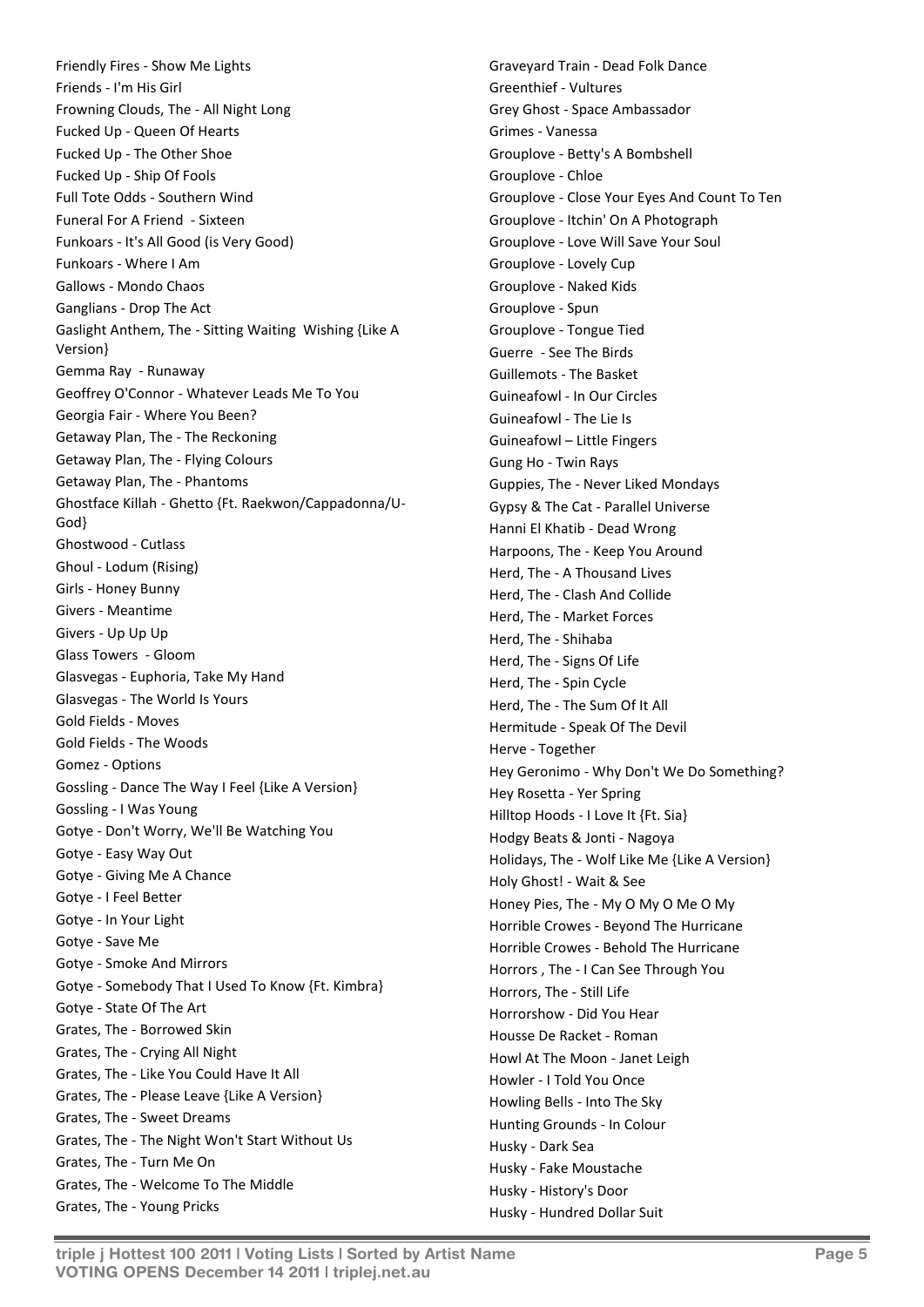Friendly Fires - Show Me Lights
Friends - I'm His Girl
Frowning Clouds, The - All Night Long
Fucked Up - Queen Of Hearts
Fucked Up - The Other Shoe
Fucked Up - Ship Of Fools
Full Tote Odds - Southern Wind
Funeral For A Friend - Sixteen
Funkoars - It's All Good (is Very Good)
Funkoars - Where I Am
Gallows - Mondo Chaos
Ganglians - Drop The Act
Gaslight Anthem, The - Sitting Waiting Wishing {Like A Version}
Gemma Ray - Runaway
Geoffrey O'Connor - Whatever Leads Me To You
Georgia Fair - Where You Been?
Getaway Plan, The - The Reckoning
Getaway Plan, The - Flying Colours
Getaway Plan, The - Phantoms
Ghostface Killah - Ghetto {Ft. Raekwon/Cappadonna/U-God}
Ghostwood - Cutlass
Ghoul - Lodum (Rising)
Girls - Honey Bunny
Givers - Meantime
Givers - Up Up Up
Glass Towers - Gloom
Glasvegas - Euphoria, Take My Hand
Glasvegas - The World Is Yours
Gold Fields - Moves
Gold Fields - The Woods
Gomez - Options
Gossling - Dance The Way I Feel {Like A Version}
Gossling - I Was Young
Gotye - Don't Worry, We'll Be Watching You
Gotye - Easy Way Out
Gotye - Giving Me A Chance
Gotye - I Feel Better
Gotye - In Your Light
Gotye - Save Me
Gotye - Smoke And Mirrors
Gotye - Somebody That I Used To Know {Ft. Kimbra}
Gotye - State Of The Art
Grates, The - Borrowed Skin
Grates, The - Crying All Night
Grates, The - Like You Could Have It All
Grates, The - Please Leave {Like A Version}
Grates, The - Sweet Dreams
Grates, The - The Night Won't Start Without Us
Grates, The - Turn Me On
Grates, The - Welcome To The Middle
Grates, The - Young Pricks
Graveyard Train - Dead Folk Dance
Greenthief - Vultures
Grey Ghost - Space Ambassador
Grimes - Vanessa
Grouplove - Betty's A Bombshell
Grouplove - Chloe
Grouplove - Close Your Eyes And Count To Ten
Grouplove - Itchin' On A Photograph
Grouplove - Love Will Save Your Soul
Grouplove - Lovely Cup
Grouplove - Naked Kids
Grouplove - Spun
Grouplove - Tongue Tied
Guerre - See The Birds
Guillemots - The Basket
Guineafowl - In Our Circles
Guineafowl - The Lie Is
Guineafowl – Little Fingers
Gung Ho - Twin Rays
Guppies, The - Never Liked Mondays
Gypsy & The Cat - Parallel Universe
Hanni El Khatib - Dead Wrong
Harpoons, The - Keep You Around
Herd, The - A Thousand Lives
Herd, The - Clash And Collide
Herd, The - Market Forces
Herd, The - Shihaba
Herd, The - Signs Of Life
Herd, The - Spin Cycle
Herd, The - The Sum Of It All
Hermitude - Speak Of The Devil
Herve - Together
Hey Geronimo - Why Don't We Do Something?
Hey Rosetta - Yer Spring
Hilltop Hoods - I Love It {Ft. Sia}
Hodgy Beats & Jonti - Nagoya
Holidays, The - Wolf Like Me {Like A Version}
Holy Ghost! - Wait & See
Honey Pies, The - My O My O Me O My
Horrible Crowes - Beyond The Hurricane
Horrible Crowes - Behold The Hurricane
Horrors , The - I Can See Through You
Horrors, The - Still Life
Horrorshow - Did You Hear
Housse De Racket - Roman
Howl At The Moon - Janet Leigh
Howler - I Told You Once
Howling Bells - Into The Sky
Hunting Grounds - In Colour
Husky - Dark Sea
Husky - Fake Moustache
Husky - History's Door
Husky - Hundred Dollar Suit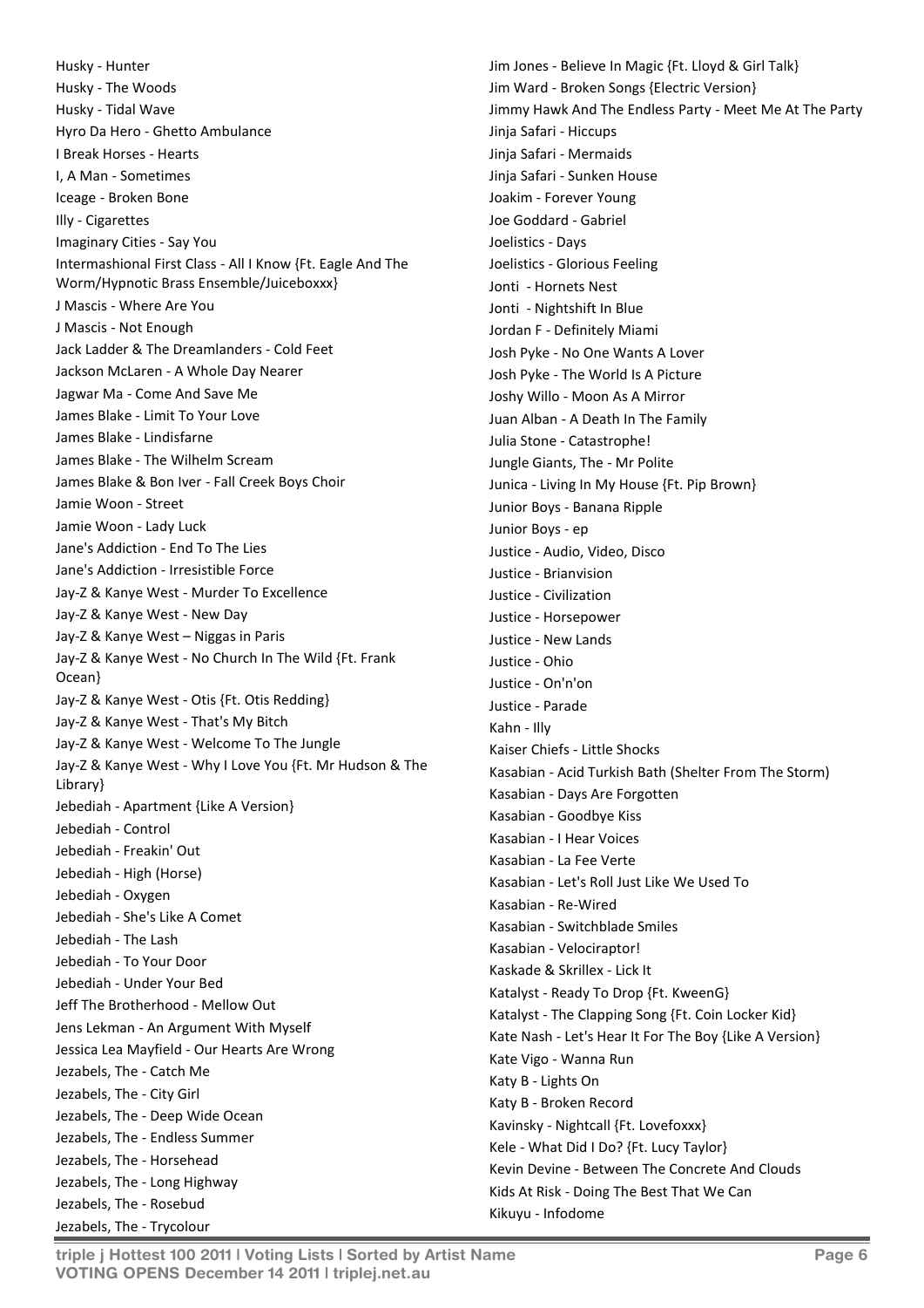Husky - Hunter
Husky - The Woods
Husky - Tidal Wave
Hyro Da Hero - Ghetto Ambulance
I Break Horses - Hearts
I, A Man - Sometimes
Iceage - Broken Bone
Illy - Cigarettes
Imaginary Cities - Say You
Intermashional First Class - All I Know {Ft. Eagle And The Worm/Hypnotic Brass Ensemble/Juiceboxxx}
J Mascis - Where Are You
J Mascis - Not Enough
Jack Ladder & The Dreamlanders - Cold Feet
Jackson McLaren - A Whole Day Nearer
Jagwar Ma - Come And Save Me
James Blake - Limit To Your Love
James Blake - Lindisfarne
James Blake - The Wilhelm Scream
James Blake & Bon Iver - Fall Creek Boys Choir
Jamie Woon - Street
Jamie Woon - Lady Luck
Jane's Addiction - End To The Lies
Jane's Addiction - Irresistible Force
Jay-Z & Kanye West - Murder To Excellence
Jay-Z & Kanye West - New Day
Jay-Z & Kanye West – Niggas in Paris
Jay-Z & Kanye West - No Church In The Wild {Ft. Frank Ocean}
Jay-Z & Kanye West - Otis {Ft. Otis Redding}
Jay-Z & Kanye West - That's My Bitch
Jay-Z & Kanye West - Welcome To The Jungle
Jay-Z & Kanye West - Why I Love You {Ft. Mr Hudson & The Library}
Jebediah - Apartment {Like A Version}
Jebediah - Control
Jebediah - Freakin' Out
Jebediah - High (Horse)
Jebediah - Oxygen
Jebediah - She's Like A Comet
Jebediah - The Lash
Jebediah - To Your Door
Jebediah - Under Your Bed
Jeff The Brotherhood - Mellow Out
Jens Lekman - An Argument With Myself
Jessica Lea Mayfield - Our Hearts Are Wrong
Jezabels, The - Catch Me
Jezabels, The - City Girl
Jezabels, The - Deep Wide Ocean
Jezabels, The - Endless Summer
Jezabels, The - Horsehead
Jezabels, The - Long Highway
Jezabels, The - Rosebud
Jezabels, The - Trycolour
Jim Jones - Believe In Magic {Ft. Lloyd & Girl Talk}
Jim Ward - Broken Songs {Electric Version}
Jimmy Hawk And The Endless Party - Meet Me At The Party
Jinja Safari - Hiccups
Jinja Safari - Mermaids
Jinja Safari - Sunken House
Joakim - Forever Young
Joe Goddard - Gabriel
Joelistics - Days
Joelistics - Glorious Feeling
Jonti - Hornets Nest
Jonti - Nightshift In Blue
Jordan F - Definitely Miami
Josh Pyke - No One Wants A Lover
Josh Pyke - The World Is A Picture
Joshy Willo - Moon As A Mirror
Juan Alban - A Death In The Family
Julia Stone - Catastrophe!
Jungle Giants, The - Mr Polite
Junica - Living In My House {Ft. Pip Brown}
Junior Boys - Banana Ripple
Junior Boys - ep
Justice - Audio, Video, Disco
Justice - Brianvision
Justice - Civilization
Justice - Horsepower
Justice - New Lands
Justice - Ohio
Justice - On'n'on
Justice - Parade
Kahn - Illy
Kaiser Chiefs - Little Shocks
Kasabian - Acid Turkish Bath (Shelter From The Storm)
Kasabian - Days Are Forgotten
Kasabian - Goodbye Kiss
Kasabian - I Hear Voices
Kasabian - La Fee Verte
Kasabian - Let's Roll Just Like We Used To
Kasabian - Re-Wired
Kasabian - Switchblade Smiles
Kasabian - Velociraptor!
Kaskade & Skrillex - Lick It
Katalyst - Ready To Drop {Ft. KweenG}
Katalyst - The Clapping Song {Ft. Coin Locker Kid}
Kate Nash - Let's Hear It For The Boy {Like A Version}
Kate Vigo - Wanna Run
Katy B - Lights On
Katy B - Broken Record
Kavinsky - Nightcall {Ft. Lovefoxxx}
Kele - What Did I Do? {Ft. Lucy Taylor}
Kevin Devine - Between The Concrete And Clouds
Kids At Risk - Doing The Best That We Can
Kikuyu - Infodome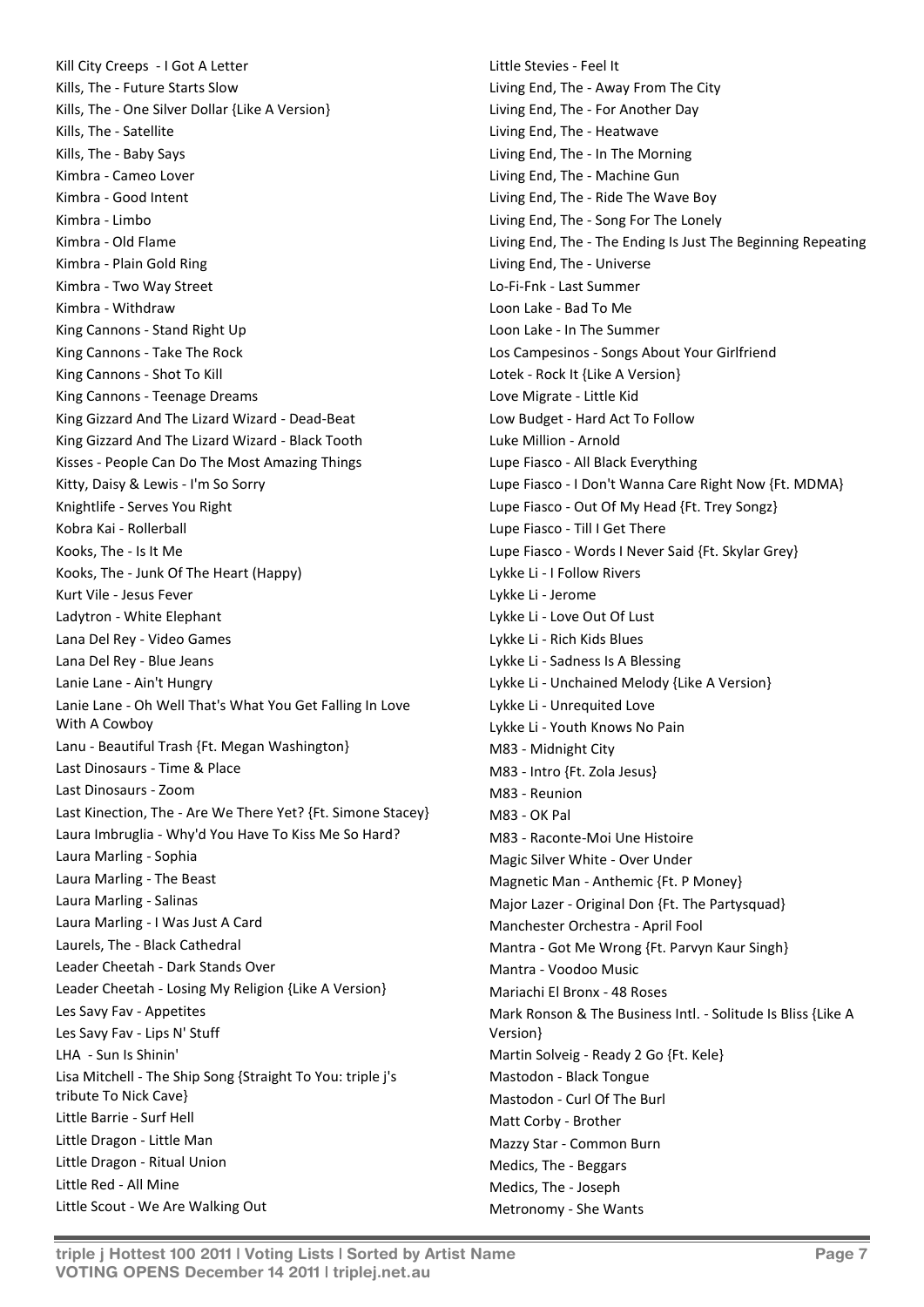Kill City Creeps - I Got A Letter
Kills, The - Future Starts Slow
Kills, The - One Silver Dollar {Like A Version}
Kills, The - Satellite
Kills, The - Baby Says
Kimbra - Cameo Lover
Kimbra - Good Intent
Kimbra - Limbo
Kimbra - Old Flame
Kimbra - Plain Gold Ring
Kimbra - Two Way Street
Kimbra - Withdraw
King Cannons - Stand Right Up
King Cannons - Take The Rock
King Cannons - Shot To Kill
King Cannons - Teenage Dreams
King Gizzard And The Lizard Wizard - Dead-Beat
King Gizzard And The Lizard Wizard - Black Tooth
Kisses - People Can Do The Most Amazing Things
Kitty, Daisy & Lewis - I'm So Sorry
Knightlife - Serves You Right
Kobra Kai - Rollerball
Kooks, The - Is It Me
Kooks, The - Junk Of The Heart (Happy)
Kurt Vile - Jesus Fever
Ladytron - White Elephant
Lana Del Rey - Video Games
Lana Del Rey - Blue Jeans
Lanie Lane - Ain't Hungry
Lanie Lane - Oh Well That's What You Get Falling In Love With A Cowboy
Lanu - Beautiful Trash {Ft. Megan Washington}
Last Dinosaurs - Time & Place
Last Dinosaurs - Zoom
Last Kinection, The - Are We There Yet? {Ft. Simone Stacey}
Laura Imbruglia - Why'd You Have To Kiss Me So Hard?
Laura Marling - Sophia
Laura Marling - The Beast
Laura Marling - Salinas
Laura Marling - I Was Just A Card
Laurels, The - Black Cathedral
Leader Cheetah - Dark Stands Over
Leader Cheetah - Losing My Religion {Like A Version}
Les Savy Fav - Appetites
Les Savy Fav - Lips N' Stuff
LHA - Sun Is Shinin'
Lisa Mitchell - The Ship Song {Straight To You: triple j's tribute To Nick Cave}
Little Barrie - Surf Hell
Little Dragon - Little Man
Little Dragon - Ritual Union
Little Red - All Mine
Little Scout - We Are Walking Out
Little Stevies - Feel It
Living End, The - Away From The City
Living End, The - For Another Day
Living End, The - Heatwave
Living End, The - In The Morning
Living End, The - Machine Gun
Living End, The - Ride The Wave Boy
Living End, The - Song For The Lonely
Living End, The - The Ending Is Just The Beginning Repeating
Living End, The - Universe
Lo-Fi-Fnk - Last Summer
Loon Lake - Bad To Me
Loon Lake - In The Summer
Los Campesinos - Songs About Your Girlfriend
Lotek - Rock It {Like A Version}
Love Migrate - Little Kid
Low Budget - Hard Act To Follow
Luke Million - Arnold
Lupe Fiasco - All Black Everything
Lupe Fiasco - I Don't Wanna Care Right Now {Ft. MDMA}
Lupe Fiasco - Out Of My Head {Ft. Trey Songz}
Lupe Fiasco - Till I Get There
Lupe Fiasco - Words I Never Said {Ft. Skylar Grey}
Lykke Li - I Follow Rivers
Lykke Li - Jerome
Lykke Li - Love Out Of Lust
Lykke Li - Rich Kids Blues
Lykke Li - Sadness Is A Blessing
Lykke Li - Unchained Melody {Like A Version}
Lykke Li - Unrequited Love
Lykke Li - Youth Knows No Pain
M83 - Midnight City
M83 - Intro {Ft. Zola Jesus}
M83 - Reunion
M83 - OK Pal
M83 - Raconte-Moi Une Histoire
Magic Silver White - Over Under
Magnetic Man - Anthemic {Ft. P Money}
Major Lazer - Original Don {Ft. The Partysquad}
Manchester Orchestra - April Fool
Mantra - Got Me Wrong {Ft. Parvyn Kaur Singh}
Mantra - Voodoo Music
Mariachi El Bronx - 48 Roses
Mark Ronson & The Business Intl. - Solitude Is Bliss {Like A Version}
Martin Solveig - Ready 2 Go {Ft. Kele}
Mastodon - Black Tongue
Mastodon - Curl Of The Burl
Matt Corby - Brother
Mazzy Star - Common Burn
Medics, The - Beggars
Medics, The - Joseph
Metronomy - She Wants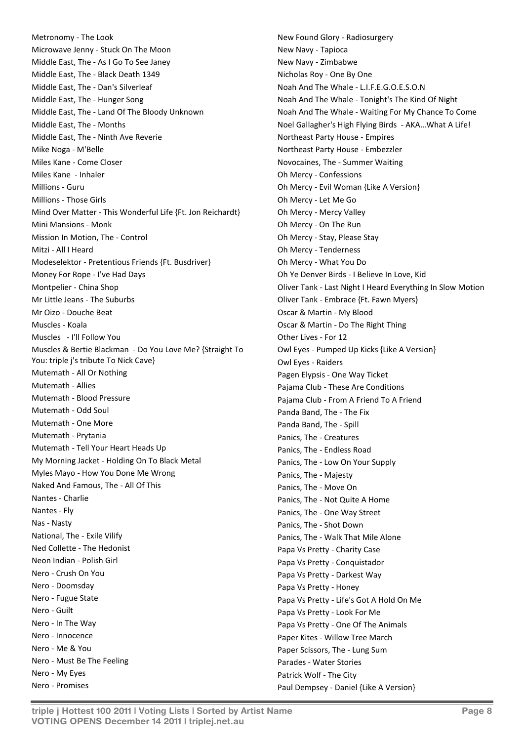Metronomy - The Look
Microwave Jenny - Stuck On The Moon
Middle East, The - As I Go To See Janey
Middle East, The - Black Death 1349
Middle East, The - Dan's Silverleaf
Middle East, The - Hunger Song
Middle East, The - Land Of The Bloody Unknown
Middle East, The - Months
Middle East, The - Ninth Ave Reverie
Mike Noga - M'Belle
Miles Kane - Come Closer
Miles Kane - Inhaler
Millions - Guru
Millions - Those Girls
Mind Over Matter - This Wonderful Life {Ft. Jon Reichardt}
Mini Mansions - Monk
Mission In Motion, The - Control
Mitzi - All I Heard
Modeselektor - Pretentious Friends {Ft. Busdriver}
Money For Rope - I've Had Days
Montpelier - China Shop
Mr Little Jeans - The Suburbs
Mr Oizo - Douche Beat
Muscles - Koala
Muscles - I'll Follow You
Muscles & Bertie Blackman - Do You Love Me? {Straight To You: triple j's tribute To Nick Cave}
Mutemath - All Or Nothing
Mutemath - Allies
Mutemath - Blood Pressure
Mutemath - Odd Soul
Mutemath - One More
Mutemath - Prytania
Mutemath - Tell Your Heart Heads Up
My Morning Jacket - Holding On To Black Metal
Myles Mayo - How You Done Me Wrong
Naked And Famous, The - All Of This
Nantes - Charlie
Nantes - Fly
Nas - Nasty
National, The - Exile Vilify
Ned Collette - The Hedonist
Neon Indian - Polish Girl
Nero - Crush On You
Nero - Doomsday
Nero - Fugue State
Nero - Guilt
Nero - In The Way
Nero - Innocence
Nero - Me & You
Nero - Must Be The Feeling
Nero - My Eyes
Nero - Promises
New Found Glory - Radiosurgery
New Navy - Tapioca
New Navy - Zimbabwe
Nicholas Roy - One By One
Noah And The Whale - L.I.F.E.G.O.E.S.O.N
Noah And The Whale - Tonight's The Kind Of Night
Noah And The Whale - Waiting For My Chance To Come
Noel Gallagher's High Flying Birds - AKA...What A Life!
Northeast Party House - Empires
Northeast Party House - Embezzler
Novocaines, The - Summer Waiting
Oh Mercy - Confessions
Oh Mercy - Evil Woman {Like A Version}
Oh Mercy - Let Me Go
Oh Mercy - Mercy Valley
Oh Mercy - On The Run
Oh Mercy - Stay, Please Stay
Oh Mercy - Tenderness
Oh Mercy - What You Do
Oh Ye Denver Birds - I Believe In Love, Kid
Oliver Tank - Last Night I Heard Everything In Slow Motion
Oliver Tank - Embrace {Ft. Fawn Myers}
Oscar & Martin - My Blood
Oscar & Martin - Do The Right Thing
Other Lives - For 12
Owl Eyes - Pumped Up Kicks {Like A Version}
Owl Eyes - Raiders
Pagen Elypsis - One Way Ticket
Pajama Club - These Are Conditions
Pajama Club - From A Friend To A Friend
Panda Band, The - The Fix
Panda Band, The - Spill
Panics, The - Creatures
Panics, The - Endless Road
Panics, The - Low On Your Supply
Panics, The - Majesty
Panics, The - Move On
Panics, The - Not Quite A Home
Panics, The - One Way Street
Panics, The - Shot Down
Panics, The - Walk That Mile Alone
Papa Vs Pretty - Charity Case
Papa Vs Pretty - Conquistador
Papa Vs Pretty - Darkest Way
Papa Vs Pretty - Honey
Papa Vs Pretty - Life's Got A Hold On Me
Papa Vs Pretty - Look For Me
Papa Vs Pretty - One Of The Animals
Paper Kites - Willow Tree March
Paper Scissors, The - Lung Sum
Parades - Water Stories
Patrick Wolf - The City
Paul Dempsey - Daniel {Like A Version}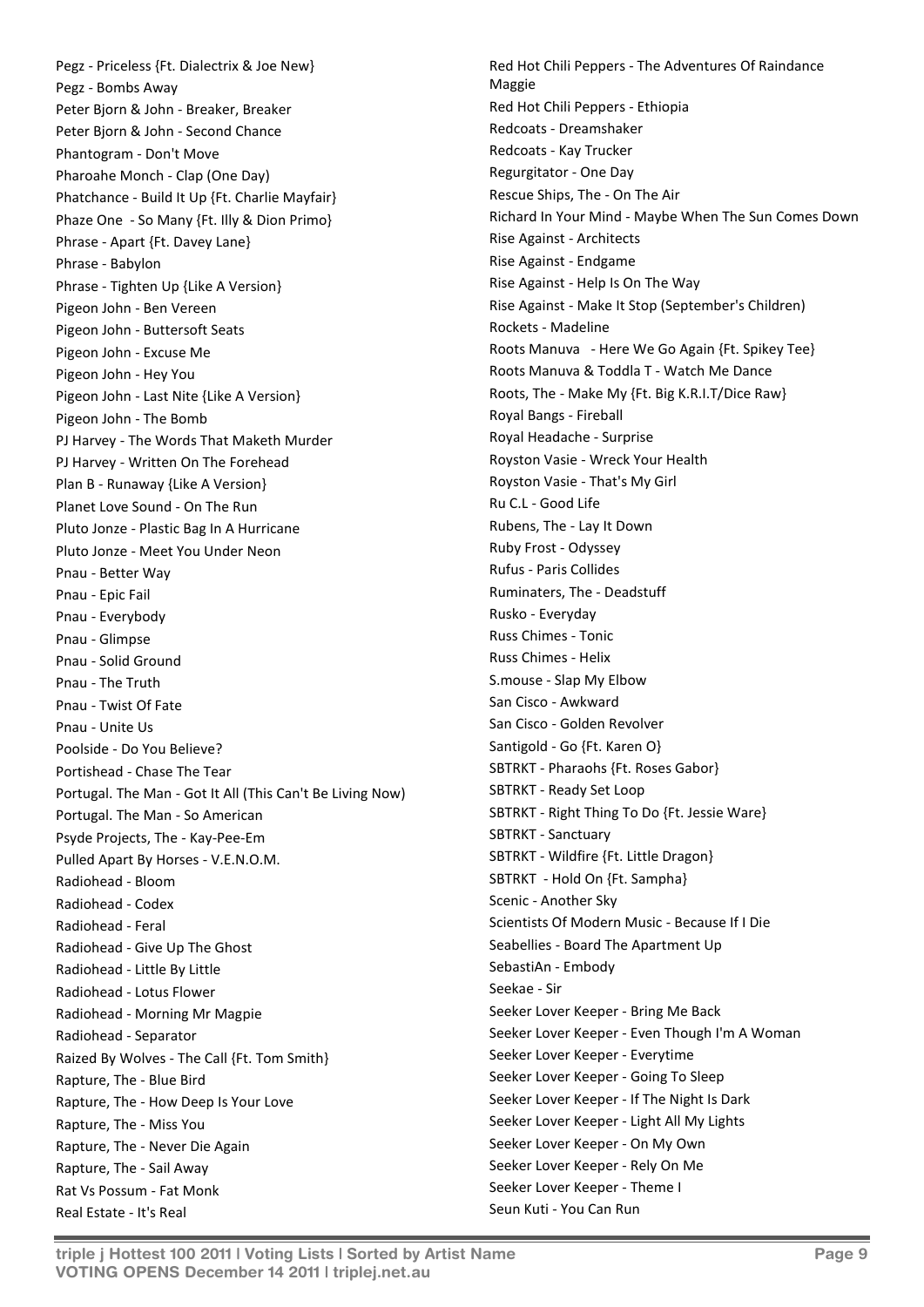Pegz - Priceless {Ft. Dialectrix & Joe New}
Pegz - Bombs Away
Peter Bjorn & John - Breaker, Breaker
Peter Bjorn & John - Second Chance
Phantogram - Don't Move
Pharoahe Monch - Clap (One Day)
Phatchance - Build It Up {Ft. Charlie Mayfair}
Phaze One - So Many {Ft. Illy & Dion Primo}
Phrase - Apart {Ft. Davey Lane}
Phrase - Babylon
Phrase - Tighten Up {Like A Version}
Pigeon John - Ben Vereen
Pigeon John - Buttersoft Seats
Pigeon John - Excuse Me
Pigeon John - Hey You
Pigeon John - Last Nite {Like A Version}
Pigeon John - The Bomb
PJ Harvey - The Words That Maketh Murder
PJ Harvey - Written On The Forehead
Plan B - Runaway {Like A Version}
Planet Love Sound - On The Run
Pluto Jonze - Plastic Bag In A Hurricane
Pluto Jonze - Meet You Under Neon
Pnau - Better Way
Pnau - Epic Fail
Pnau - Everybody
Pnau - Glimpse
Pnau - Solid Ground
Pnau - The Truth
Pnau - Twist Of Fate
Pnau - Unite Us
Poolside - Do You Believe?
Portishead - Chase The Tear
Portugal. The Man - Got It All (This Can't Be Living Now)
Portugal. The Man - So American
Psyde Projects, The - Kay-Pee-Em
Pulled Apart By Horses - V.E.N.O.M.
Radiohead - Bloom
Radiohead - Codex
Radiohead - Feral
Radiohead - Give Up The Ghost
Radiohead - Little By Little
Radiohead - Lotus Flower
Radiohead - Morning Mr Magpie
Radiohead - Separator
Raized By Wolves - The Call {Ft. Tom Smith}
Rapture, The - Blue Bird
Rapture, The - How Deep Is Your Love
Rapture, The - Miss You
Rapture, The - Never Die Again
Rapture, The - Sail Away
Rat Vs Possum - Fat Monk
Real Estate - It's Real
Red Hot Chili Peppers - The Adventures Of Raindance Maggie
Red Hot Chili Peppers - Ethiopia
Redcoats - Dreamshaker
Redcoats - Kay Trucker
Regurgitator - One Day
Rescue Ships, The - On The Air
Richard In Your Mind - Maybe When The Sun Comes Down
Rise Against - Architects
Rise Against - Endgame
Rise Against - Help Is On The Way
Rise Against - Make It Stop (September's Children)
Rockets - Madeline
Roots Manuva - Here We Go Again {Ft. Spikey Tee}
Roots Manuva & Toddla T - Watch Me Dance
Roots, The - Make My {Ft. Big K.R.I.T/Dice Raw}
Royal Bangs - Fireball
Royal Headache - Surprise
Royston Vasie - Wreck Your Health
Royston Vasie - That's My Girl
Ru C.L - Good Life
Rubens, The - Lay It Down
Ruby Frost - Odyssey
Rufus - Paris Collides
Ruminaters, The - Deadstuff
Rusko - Everyday
Russ Chimes - Tonic
Russ Chimes - Helix
S.mouse - Slap My Elbow
San Cisco - Awkward
San Cisco - Golden Revolver
Santigold - Go {Ft. Karen O}
SBTRKT - Pharaohs {Ft. Roses Gabor}
SBTRKT - Ready Set Loop
SBTRKT - Right Thing To Do {Ft. Jessie Ware}
SBTRKT - Sanctuary
SBTRKT - Wildfire {Ft. Little Dragon}
SBTRKT - Hold On {Ft. Sampha}
Scenic - Another Sky
Scientists Of Modern Music - Because If I Die
Seabellies - Board The Apartment Up
SebastiAn - Embody
Seekae - Sir
Seeker Lover Keeper - Bring Me Back
Seeker Lover Keeper - Even Though I'm A Woman
Seeker Lover Keeper - Everytime
Seeker Lover Keeper - Going To Sleep
Seeker Lover Keeper - If The Night Is Dark
Seeker Lover Keeper - Light All My Lights
Seeker Lover Keeper - On My Own
Seeker Lover Keeper - Rely On Me
Seeker Lover Keeper - Theme I
Seun Kuti - You Can Run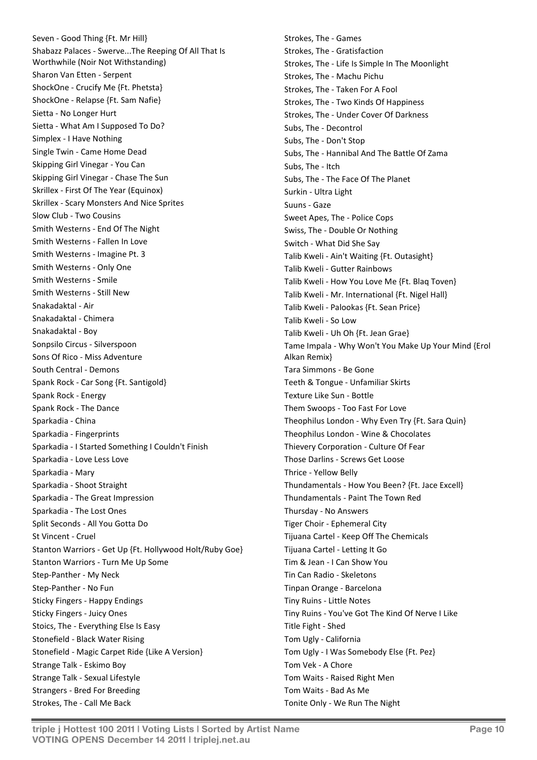Seven - Good Thing {Ft. Mr Hill}
Shabazz Palaces - Swerve...The Reeping Of All That Is Worthwhile (Noir Not Withstanding)
Sharon Van Etten - Serpent
ShockOne - Crucify Me {Ft. Phetsta}
ShockOne - Relapse {Ft. Sam Nafie}
Sietta - No Longer Hurt
Sietta - What Am I Supposed To Do?
Simplex - I Have Nothing
Single Twin - Came Home Dead
Skipping Girl Vinegar - You Can
Skipping Girl Vinegar - Chase The Sun
Skrillex - First Of The Year (Equinox)
Skrillex - Scary Monsters And Nice Sprites
Slow Club - Two Cousins
Smith Westerns - End Of The Night
Smith Westerns - Fallen In Love
Smith Westerns - Imagine Pt. 3
Smith Westerns - Only One
Smith Westerns - Smile
Smith Westerns - Still New
Snakadaktal - Air
Snakadaktal - Chimera
Snakadaktal - Boy
Sonpsilo Circus - Silverspoon
Sons Of Rico - Miss Adventure
South Central - Demons
Spank Rock - Car Song {Ft. Santigold}
Spank Rock - Energy
Spank Rock - The Dance
Sparkadia - China
Sparkadia - Fingerprints
Sparkadia - I Started Something I Couldn't Finish
Sparkadia - Love Less Love
Sparkadia - Mary
Sparkadia - Shoot Straight
Sparkadia - The Great Impression
Sparkadia - The Lost Ones
Split Seconds - All You Gotta Do
St Vincent - Cruel
Stanton Warriors - Get Up {Ft. Hollywood Holt/Ruby Goe}
Stanton Warriors - Turn Me Up Some
Step-Panther - My Neck
Step-Panther - No Fun
Sticky Fingers - Happy Endings
Sticky Fingers - Juicy Ones
Stoics, The - Everything Else Is Easy
Stonefield - Black Water Rising
Stonefield - Magic Carpet Ride {Like A Version}
Strange Talk - Eskimo Boy
Strange Talk - Sexual Lifestyle
Strangers - Bred For Breeding
Strokes, The - Call Me Back
Strokes, The - Games
Strokes, The - Gratisfaction
Strokes, The - Life Is Simple In The Moonlight
Strokes, The - Machu Pichu
Strokes, The - Taken For A Fool
Strokes, The - Two Kinds Of Happiness
Strokes, The - Under Cover Of Darkness
Subs, The - Decontrol
Subs, The - Don't Stop
Subs, The - Hannibal And The Battle Of Zama
Subs, The - Itch
Subs, The - The Face Of The Planet
Surkin - Ultra Light
Suuns - Gaze
Sweet Apes, The - Police Cops
Swiss, The - Double Or Nothing
Switch - What Did She Say
Talib Kweli - Ain't Waiting {Ft. Outasight}
Talib Kweli - Gutter Rainbows
Talib Kweli - How You Love Me {Ft. Blaq Toven}
Talib Kweli - Mr. International {Ft. Nigel Hall}
Talib Kweli - Palookas {Ft. Sean Price}
Talib Kweli - So Low
Talib Kweli - Uh Oh {Ft. Jean Grae}
Tame Impala - Why Won't You Make Up Your Mind {Erol Alkan Remix}
Tara Simmons - Be Gone
Teeth & Tongue - Unfamiliar Skirts
Texture Like Sun - Bottle
Them Swoops - Too Fast For Love
Theophilus London - Why Even Try {Ft. Sara Quin}
Theophilus London - Wine & Chocolates
Thievery Corporation - Culture Of Fear
Those Darlins - Screws Get Loose
Thrice - Yellow Belly
Thundamentals - How You Been? {Ft. Jace Excell}
Thundamentals - Paint The Town Red
Thursday - No Answers
Tiger Choir - Ephemeral City
Tijuana Cartel - Keep Off The Chemicals
Tijuana Cartel - Letting It Go
Tim & Jean - I Can Show You
Tin Can Radio - Skeletons
Tinpan Orange - Barcelona
Tiny Ruins - Little Notes
Tiny Ruins - You've Got The Kind Of Nerve I Like
Title Fight - Shed
Tom Ugly - California
Tom Ugly - I Was Somebody Else {Ft. Pez}
Tom Vek - A Chore
Tom Waits - Raised Right Men
Tom Waits - Bad As Me
Tonite Only - We Run The Night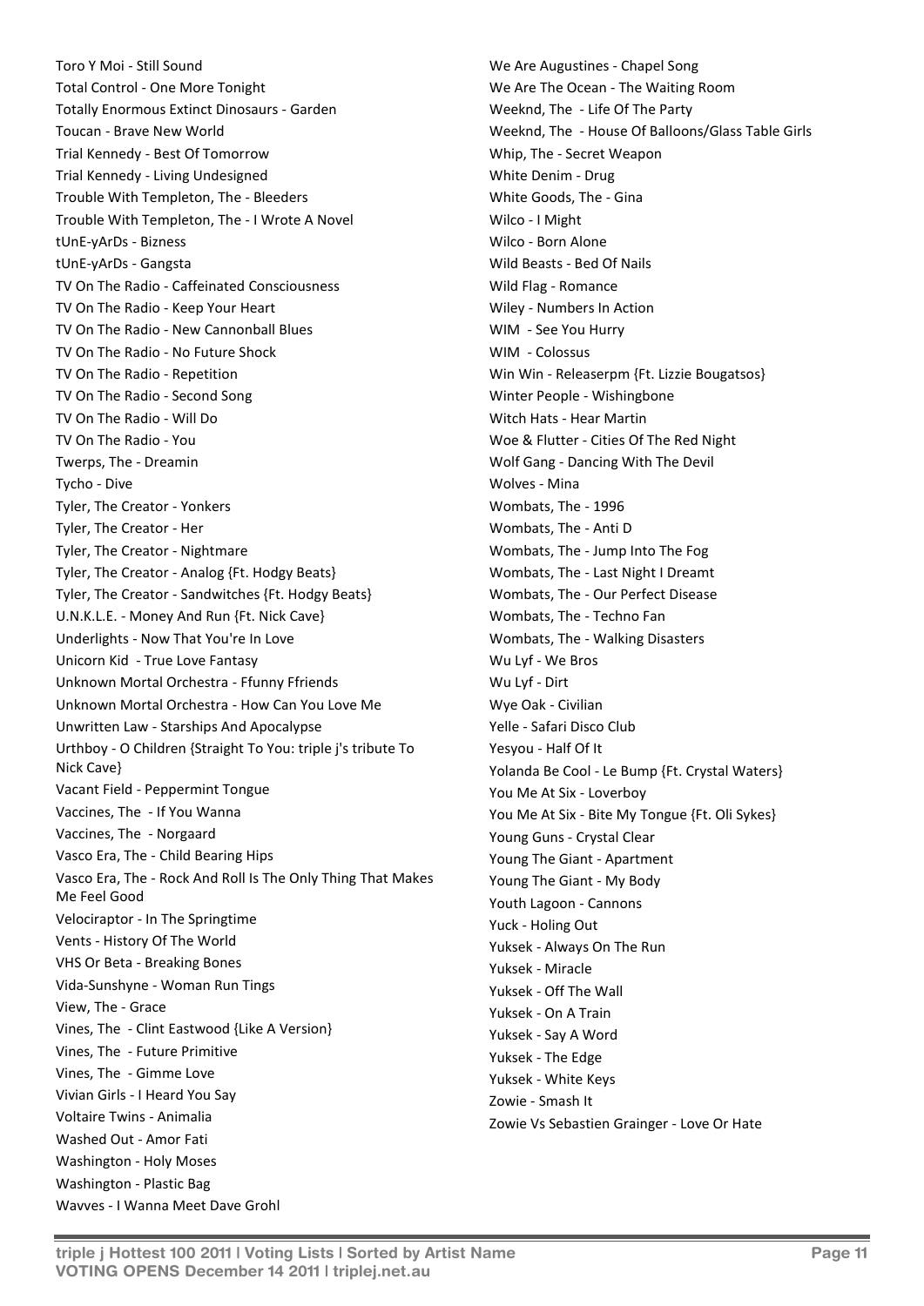Toro Y Moi - Still Sound
Total Control - One More Tonight
Totally Enormous Extinct Dinosaurs - Garden
Toucan - Brave New World
Trial Kennedy - Best Of Tomorrow
Trial Kennedy - Living Undesigned
Trouble With Templeton, The - Bleeders
Trouble With Templeton, The - I Wrote A Novel
tUnE-yArDs - Bizness
tUnE-yArDs - Gangsta
TV On The Radio - Caffeinated Consciousness
TV On The Radio - Keep Your Heart
TV On The Radio - New Cannonball Blues
TV On The Radio - No Future Shock
TV On The Radio - Repetition
TV On The Radio - Second Song
TV On The Radio - Will Do
TV On The Radio - You
Twerps, The - Dreamin
Tycho - Dive
Tyler, The Creator - Yonkers
Tyler, The Creator - Her
Tyler, The Creator - Nightmare
Tyler, The Creator - Analog {Ft. Hodgy Beats}
Tyler, The Creator - Sandwitches {Ft. Hodgy Beats}
U.N.K.L.E. - Money And Run {Ft. Nick Cave}
Underlights - Now That You're In Love
Unicorn Kid - True Love Fantasy
Unknown Mortal Orchestra - Ffunny Ffriends
Unknown Mortal Orchestra - How Can You Love Me
Unwritten Law - Starships And Apocalypse
Urthboy - O Children {Straight To You: triple j's tribute To Nick Cave}
Vacant Field - Peppermint Tongue
Vaccines, The - If You Wanna
Vaccines, The - Norgaard
Vasco Era, The - Child Bearing Hips
Vasco Era, The - Rock And Roll Is The Only Thing That Makes Me Feel Good
Velociraptor - In The Springtime
Vents - History Of The World
VHS Or Beta - Breaking Bones
Vida-Sunshyne - Woman Run Tings
View, The - Grace
Vines, The - Clint Eastwood {Like A Version}
Vines, The - Future Primitive
Vines, The - Gimme Love
Vivian Girls - I Heard You Say
Voltaire Twins - Animalia
Washed Out - Amor Fati
Washington - Holy Moses
Washington - Plastic Bag
Wavves - I Wanna Meet Dave Grohl
We Are Augustines - Chapel Song
We Are The Ocean - The Waiting Room
Weeknd, The - Life Of The Party
Weeknd, The - House Of Balloons/Glass Table Girls
Whip, The - Secret Weapon
White Denim - Drug
White Goods, The - Gina
Wilco - I Might
Wilco - Born Alone
Wild Beasts - Bed Of Nails
Wild Flag - Romance
Wiley - Numbers In Action
WIM - See You Hurry
WIM - Colossus
Win Win - Releaserpm {Ft. Lizzie Bougatsos}
Winter People - Wishingbone
Witch Hats - Hear Martin
Woe & Flutter - Cities Of The Red Night
Wolf Gang - Dancing With The Devil
Wolves - Mina
Wombats, The - 1996
Wombats, The - Anti D
Wombats, The - Jump Into The Fog
Wombats, The - Last Night I Dreamt
Wombats, The - Our Perfect Disease
Wombats, The - Techno Fan
Wombats, The - Walking Disasters
Wu Lyf - We Bros
Wu Lyf - Dirt
Wye Oak - Civilian
Yelle - Safari Disco Club
Yesyou - Half Of It
Yolanda Be Cool - Le Bump {Ft. Crystal Waters}
You Me At Six - Loverboy
You Me At Six - Bite My Tongue {Ft. Oli Sykes}
Young Guns - Crystal Clear
Young The Giant - Apartment
Young The Giant - My Body
Youth Lagoon - Cannons
Yuck - Holing Out
Yuksek - Always On The Run
Yuksek - Miracle
Yuksek - Off The Wall
Yuksek - On A Train
Yuksek - Say A Word
Yuksek - The Edge
Yuksek - White Keys
Zowie - Smash It
Zowie Vs Sebastien Grainger - Love Or Hate